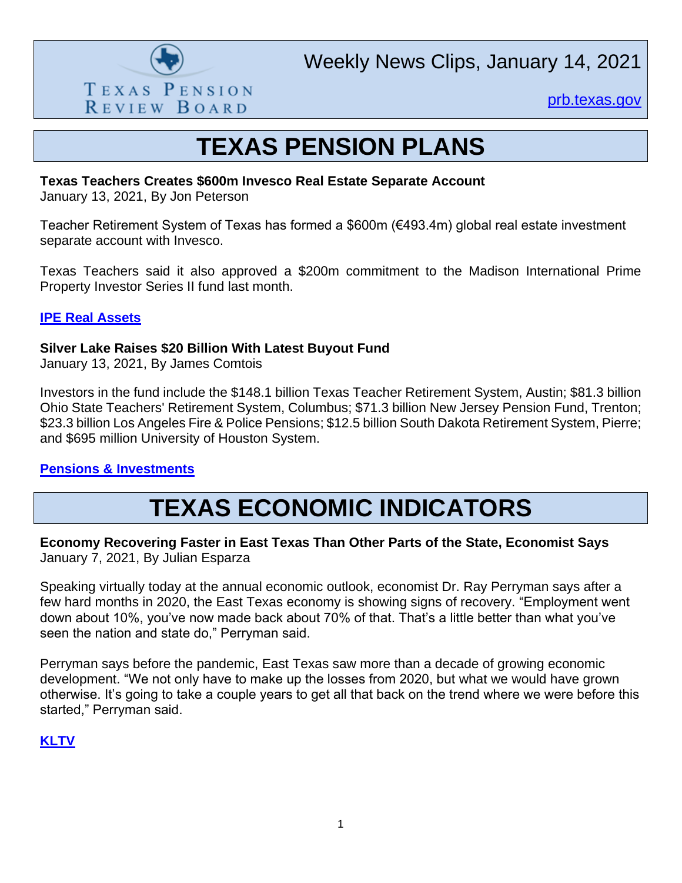Texas Pension Review Board

Weekly News Clips, January 14, 2021

[prb.texas.gov](prb.texas.gov)

# TEXAS PENSION PLANS

**Texas Teachers Creates $600m Invesco Real Estate Separate Account**
January 13, 2021, By Jon Peterson

Teacher Retirement System of Texas has formed a $600m (€493.4m) global real estate investment separate account with Invesco.

Texas Teachers said it also approved a $200m commitment to the Madison International Prime Property Investor Series II fund last month.

**IPE Real Assets**

**Silver Lake Raises $20 Billion With Latest Buyout Fund**
January 13, 2021, By James Comtois

Investors in the fund include the $148.1 billion Texas Teacher Retirement System, Austin; $81.3 billion Ohio State Teachers' Retirement System, Columbus; $71.3 billion New Jersey Pension Fund, Trenton; $23.3 billion Los Angeles Fire & Police Pensions; $12.5 billion South Dakota Retirement System, Pierre; and $695 million University of Houston System.

**Pensions & Investments**

# TEXAS ECONOMIC INDICATORS

**Economy Recovering Faster in East Texas Than Other Parts of the State, Economist Says**
January 7, 2021, By Julian Esparza

Speaking virtually today at the annual economic outlook, economist Dr. Ray Perryman says after a few hard months in 2020, the East Texas economy is showing signs of recovery. "Employment went down about 10%, you've now made back about 70% of that. That's a little better than what you've seen the nation and state do," Perryman said.

Perryman says before the pandemic, East Texas saw more than a decade of growing economic development. "We not only have to make up the losses from 2020, but what we would have grown otherwise. It's going to take a couple years to get all that back on the trend where we were before this started," Perryman said.

**KLTV**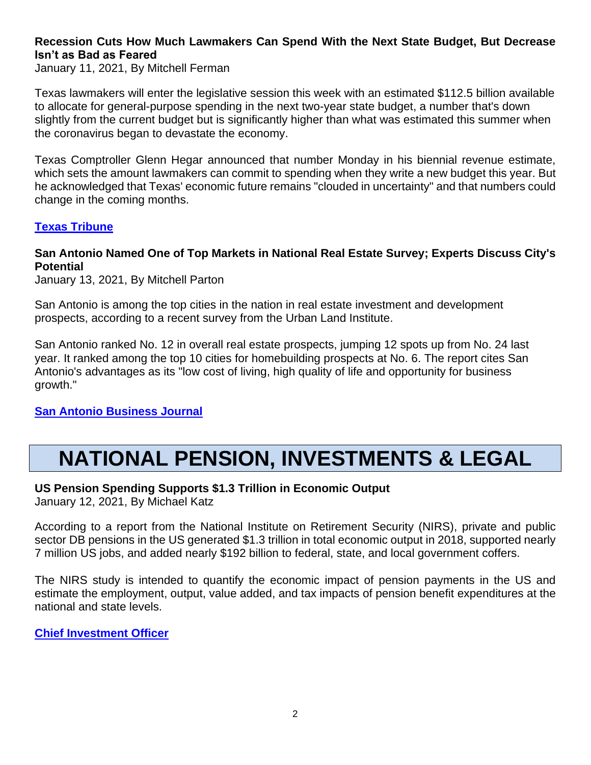**Recession Cuts How Much Lawmakers Can Spend With the Next State Budget, But Decrease Isn't as Bad as Feared**
January 11, 2021, By Mitchell Ferman

Texas lawmakers will enter the legislative session this week with an estimated $112.5 billion available to allocate for general-purpose spending in the next two-year state budget, a number that's down slightly from the current budget but is significantly higher than what was estimated this summer when the coronavirus began to devastate the economy.

Texas Comptroller Glenn Hegar announced that number Monday in his biennial revenue estimate, which sets the amount lawmakers can commit to spending when they write a new budget this year. But he acknowledged that Texas' economic future remains "clouded in uncertainty" and that numbers could change in the coming months.

**Texas Tribune**

**San Antonio Named One of Top Markets in National Real Estate Survey; Experts Discuss City's Potential**
January 13, 2021, By Mitchell Parton

San Antonio is among the top cities in the nation in real estate investment and development prospects, according to a recent survey from the Urban Land Institute.

San Antonio ranked No. 12 in overall real estate prospects, jumping 12 spots up from No. 24 last year. It ranked among the top 10 cities for homebuilding prospects at No. 6. The report cites San Antonio's advantages as its "low cost of living, high quality of life and opportunity for business growth."

**San Antonio Business Journal**

# NATIONAL PENSION, INVESTMENTS & LEGAL

**US Pension Spending Supports $1.3 Trillion in Economic Output**
January 12, 2021, By Michael Katz

According to a report from the National Institute on Retirement Security (NIRS), private and public sector DB pensions in the US generated $1.3 trillion in total economic output in 2018, supported nearly 7 million US jobs, and added nearly $192 billion to federal, state, and local government coffers.

The NIRS study is intended to quantify the economic impact of pension payments in the US and estimate the employment, output, value added, and tax impacts of pension benefit expenditures at the national and state levels.

**Chief Investment Officer**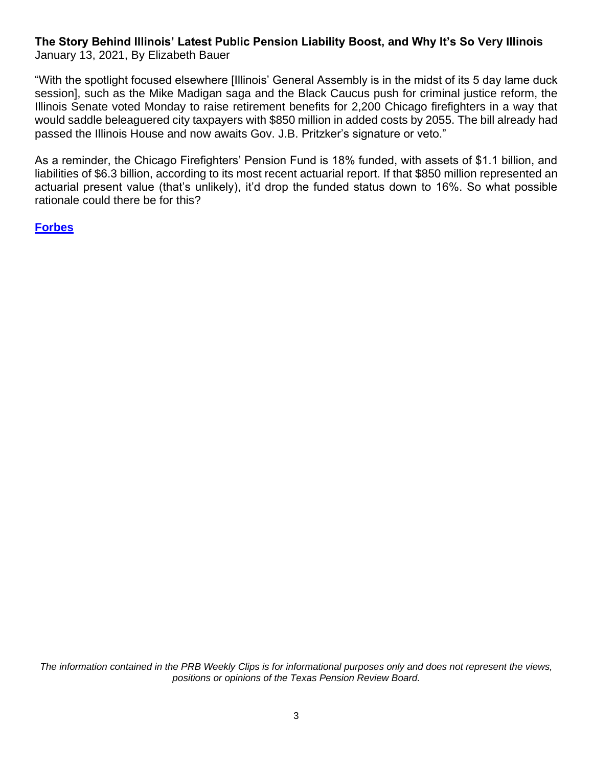**The Story Behind Illinois' Latest Public Pension Liability Boost, and Why It's So Very Illinois**
January 13, 2021, By Elizabeth Bauer

"With the spotlight focused elsewhere [Illinois' General Assembly is in the midst of its 5 day lame duck session], such as the Mike Madigan saga and the Black Caucus push for criminal justice reform, the Illinois Senate voted Monday to raise retirement benefits for 2,200 Chicago firefighters in a way that would saddle beleaguered city taxpayers with $850 million in added costs by 2055. The bill already had passed the Illinois House and now awaits Gov. J.B. Pritzker's signature or veto."

As a reminder, the Chicago Firefighters' Pension Fund is 18% funded, with assets of $1.1 billion, and liabilities of $6.3 billion, according to its most recent actuarial report. If that $850 million represented an actuarial present value (that's unlikely), it'd drop the funded status down to 16%. So what possible rationale could there be for this?

**Forbes**

*The information contained in the PRB Weekly Clips is for informational purposes only and does not represent the views, positions or opinions of the Texas Pension Review Board.*